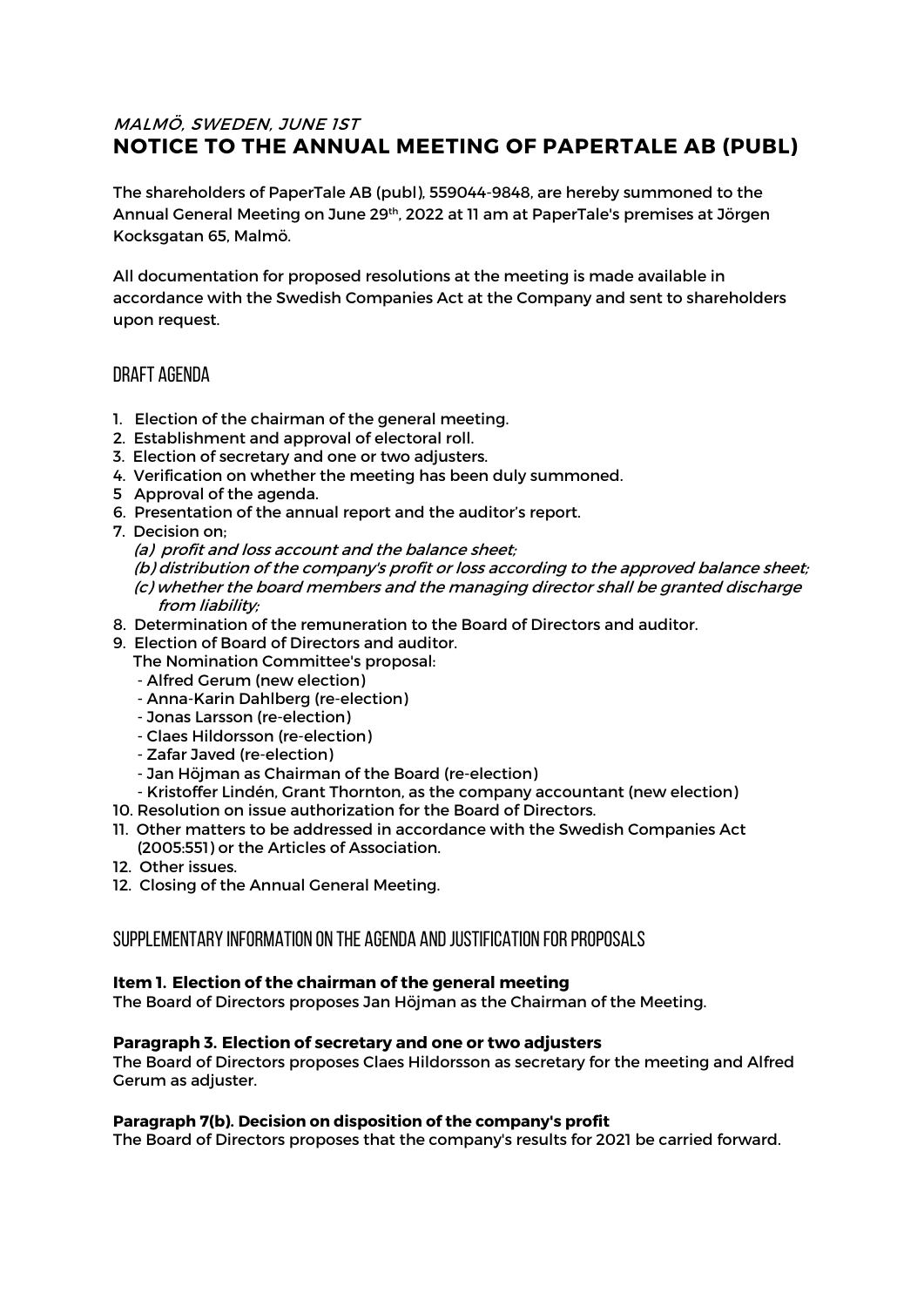*MALMÖ, SWEDEN, JUNE 1ST*

# NOTICE TO THE ANNUAL MEETING OF PAPERTALE AB (PUBL)

The shareholders of PaperTale AB (publ), 559044-9848, are hereby summoned to the Annual General Meeting on June 29th, 2022 at 11 am at PaperTale's premises at Jörgen Kocksgatan 65, Malmö.

All documentation for proposed resolutions at the meeting is made available in accordance with the Swedish Companies Act at the Company and sent to shareholders upon request.

## DRAFT AGENDA

1. Election of the chairman of the general meeting.
2. Establishment and approval of electoral roll.
3. Election of secretary and one or two adjusters.
4. Verification on whether the meeting has been duly summoned.
5. Approval of the agenda.
6. Presentation of the annual report and the auditor's report.
7. Decision on;
   *(a) profit and loss account and the balance sheet;*
   *(b) distribution of the company's profit or loss according to the approved balance sheet;*
   *(c) whether the board members and the managing director shall be granted discharge from liability;*
8. Determination of the remuneration to the Board of Directors and auditor.
9. Election of Board of Directors and auditor.
   The Nomination Committee's proposal:
   - Alfred Gerum (new election)
   - Anna-Karin Dahlberg (re-election)
   - Jonas Larsson (re-election)
   - Claes Hildorsson (re-election)
   - Zafar Javed (re-election)
   - Jan Höjman as Chairman of the Board (re-election)
   - Kristoffer Lindén, Grant Thornton, as the company accountant (new election)
10. Resolution on issue authorization for the Board of Directors.
11. Other matters to be addressed in accordance with the Swedish Companies Act (2005:551) or the Articles of Association.
12. Other issues.
12. Closing of the Annual General Meeting.

## SUPPLEMENTARY INFORMATION ON THE AGENDA AND JUSTIFICATION FOR PROPOSALS

**Item 1. Election of the chairman of the general meeting**
The Board of Directors proposes Jan Höjman as the Chairman of the Meeting.

**Paragraph 3. Election of secretary and one or two adjusters**
The Board of Directors proposes Claes Hildorsson as secretary for the meeting and Alfred Gerum as adjuster.

**Paragraph 7(b). Decision on disposition of the company's profit**
The Board of Directors proposes that the company's results for 2021 be carried forward.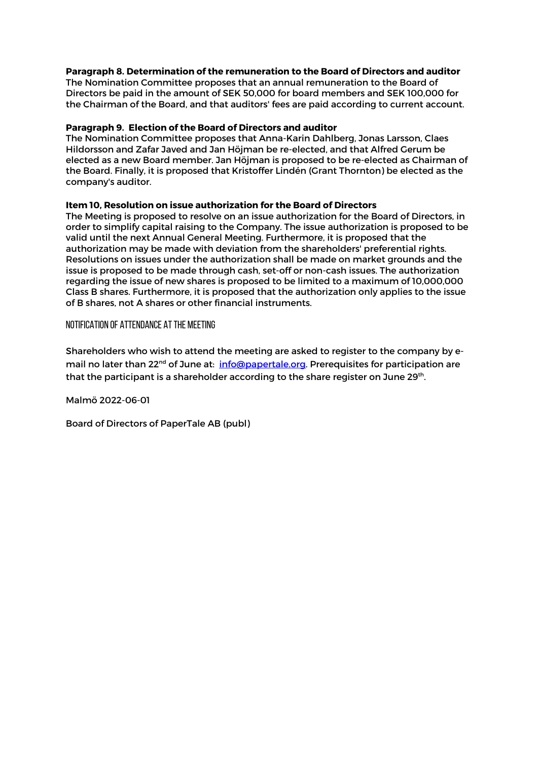**Paragraph 8. Determination of the remuneration to the Board of Directors and auditor**
The Nomination Committee proposes that an annual remuneration to the Board of Directors be paid in the amount of SEK 50,000 for board members and SEK 100,000 for the Chairman of the Board, and that auditors' fees are paid according to current account.

**Paragraph 9. Election of the Board of Directors and auditor**
The Nomination Committee proposes that Anna-Karin Dahlberg, Jonas Larsson, Claes Hildorsson and Zafar Javed and Jan Höjman be re-elected, and that Alfred Gerum be elected as a new Board member. Jan Höjman is proposed to be re-elected as Chairman of the Board. Finally, it is proposed that Kristoffer Lindén (Grant Thornton) be elected as the company's auditor.

**Item 10, Resolution on issue authorization for the Board of Directors**
The Meeting is proposed to resolve on an issue authorization for the Board of Directors, in order to simplify capital raising to the Company. The issue authorization is proposed to be valid until the next Annual General Meeting. Furthermore, it is proposed that the authorization may be made with deviation from the shareholders' preferential rights. Resolutions on issues under the authorization shall be made on market grounds and the issue is proposed to be made through cash, set-off or non-cash issues. The authorization regarding the issue of new shares is proposed to be limited to a maximum of 10,000,000 Class B shares. Furthermore, it is proposed that the authorization only applies to the issue of B shares, not A shares or other financial instruments.

## NOTIFICATION OF ATTENDANCE AT THE MEETING

Shareholders who wish to attend the meeting are asked to register to the company by e-mail no later than 22nd of June at: info@papertale.org. Prerequisites for participation are that the participant is a shareholder according to the share register on June 29th.

Malmö 2022-06-01

Board of Directors of PaperTale AB (publ)